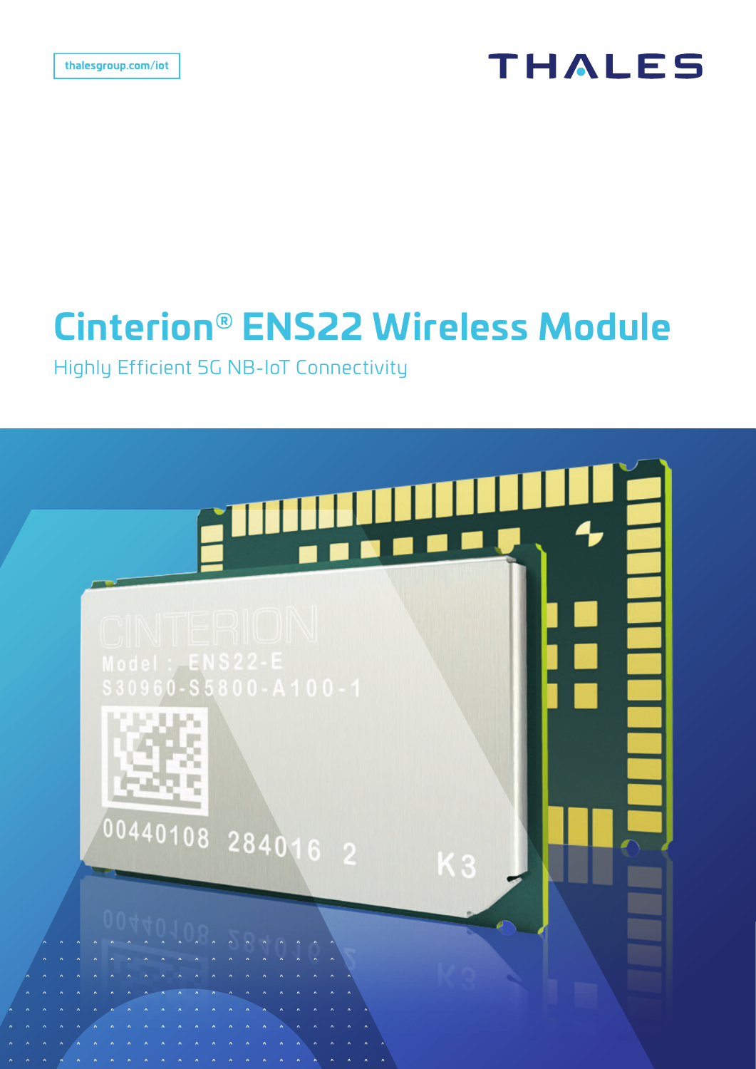thalesgroup.com/iot

THALES

# Cinterion® ENS22 Wireless Module

Highly Efficient 5G NB-IoT Connectivity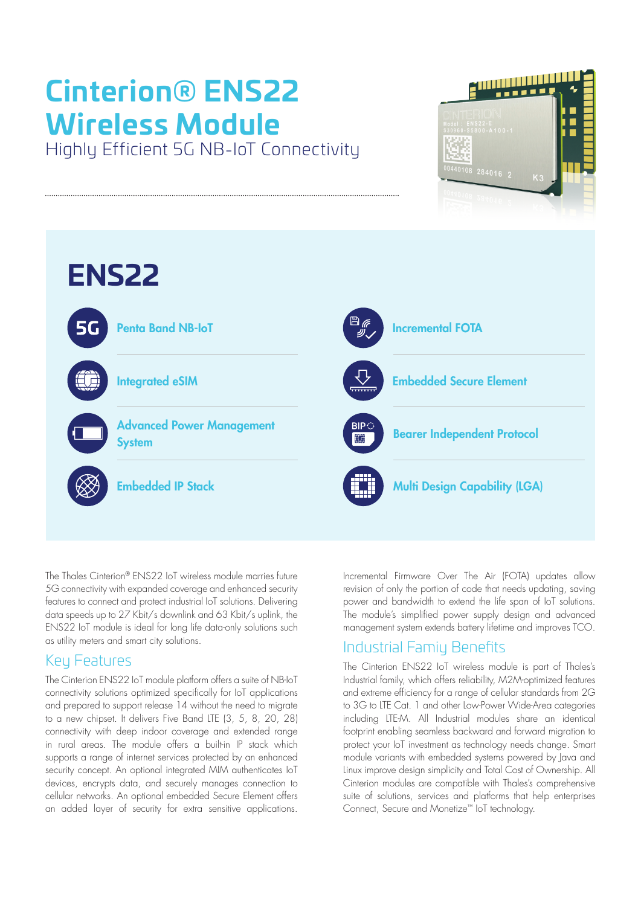# Cinterion® ENS22 Wireless Module

Highly Efficient 5G NB-IoT Connectivity

## ENS22

- Penta Band NB-IoT
- Integrated eSIM
- Advanced Power Management System
- Embedded IP Stack
- Incremental FOTA
- Embedded Secure Element
- Bearer Independent Protocol
- Multi Design Capability (LGA)

The Thales Cinterion® ENS22 IoT wireless module marries future 5G connectivity with expanded coverage and enhanced security features to connect and protect industrial IoT solutions. Delivering data speeds up to 27 Kbit/s downlink and 63 Kbit/s uplink, the ENS22 IoT module is ideal for long life data-only solutions such as utility meters and smart city solutions.

## Key Features

The Cinterion ENS22 IoT module platform offers a suite of NB-IoT connectivity solutions optimized specifically for IoT applications and prepared to support release 14 without the need to migrate to a new chipset. It delivers Five Band LTE (3, 5, 8, 20, 28) connectivity with deep indoor coverage and extended range in rural areas. The module offers a built-in IP stack which supports a range of internet services protected by an enhanced security concept. An optional integrated MIM authenticates IoT devices, encrypts data, and securely manages connection to cellular networks. An optional embedded Secure Element offers an added layer of security for extra sensitive applications.

Incremental Firmware Over The Air (FOTA) updates allow revision of only the portion of code that needs updating, saving power and bandwidth to extend the life span of IoT solutions. The module's simplified power supply design and advanced management system extends battery lifetime and improves TCO.

## Industrial Famiy Benefits

The Cinterion ENS22 IoT wireless module is part of Thales's Industrial family, which offers reliability, M2M-optimized features and extreme efficiency for a range of cellular standards from 2G to 3G to LTE Cat. 1 and other Low-Power Wide-Area categories including LTE-M. All Industrial modules share an identical footprint enabling seamless backward and forward migration to protect your IoT investment as technology needs change. Smart module variants with embedded systems powered by Java and Linux improve design simplicity and Total Cost of Ownership. All Cinterion modules are compatible with Thales's comprehensive suite of solutions, services and platforms that help enterprises Connect, Secure and Monetize™ IoT technology.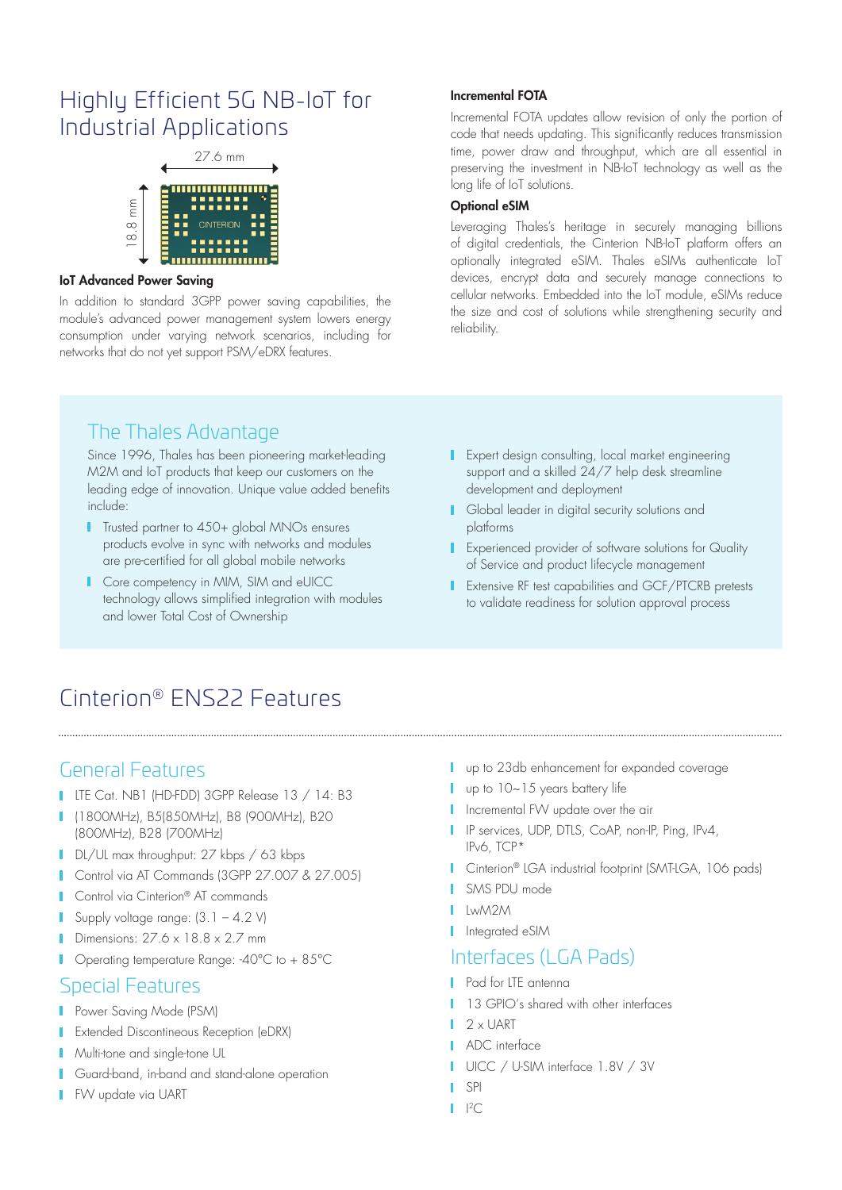# Highly Efficient 5G NB-IoT for Industrial Applications

27.6 mm

18.8 mm

CINTERION

### IoT Advanced Power Saving

In addition to standard 3GPP power saving capabilities, the module's advanced power management system lowers energy consumption under varying network scenarios, including for networks that do not yet support PSM/eDRX features.

### Incremental FOTA

Incremental FOTA updates allow revision of only the portion of code that needs updating. This significantly reduces transmission time, power draw and throughput, which are all essential in preserving the investment in NB-IoT technology as well as the long life of IoT solutions.

### Optional eSIM

Leveraging Thales's heritage in securely managing billions of digital credentials, the Cinterion NB-IoT platform offers an optionally integrated eSIM. Thales eSIMs authenticate IoT devices, encrypt data and securely manage connections to cellular networks. Embedded into the IoT module, eSIMs reduce the size and cost of solutions while strengthening security and reliability.

## The Thales Advantage

Since 1996, Thales has been pioneering market-leading M2M and IoT products that keep our customers on the leading edge of innovation. Unique value added benefits include:

- Trusted partner to 450+ global MNOs ensures products evolve in sync with networks and modules are pre-certified for all global mobile networks
- Core competency in MIM, SIM and eUICC technology allows simplified integration with modules and lower Total Cost of Ownership
- Expert design consulting, local market engineering support and a skilled 24/7 help desk streamline development and deployment
- Global leader in digital security solutions and platforms
- Experienced provider of software solutions for Quality of Service and product lifecycle management
- Extensive RF test capabilities and GCF/PTCRB pretests to validate readiness for solution approval process

# Cinterion® ENS22 Features

## General Features

- LTE Cat. NB1 (HD-FDD) 3GPP Release 13 / 14: B3
- (1800MHz), B5(850MHz), B8 (900MHz), B20 (800MHz), B28 (700MHz)
- DL/UL max throughput: 27 kbps / 63 kbps
- Control via AT Commands (3GPP 27.007 & 27.005)
- Control via Cinterion® AT commands
- Supply voltage range: (3.1 – 4.2 V)
- Dimensions: 27.6 x 18.8 x 2.7 mm
- Operating temperature Range: -40°C to + 85°C
- up to 23db enhancement for expanded coverage
- up to 10~15 years battery life
- Incremental FW update over the air
- IP services, UDP, DTLS, CoAP, non-IP, Ping, IPv4, IPv6, TCP*
- Cinterion® LGA industrial footprint (SMT-LGA, 106 pads)
- SMS PDU mode
- LwM2M
- Integrated eSIM

## Special Features

- Power Saving Mode (PSM)
- Extended Discontineous Reception (eDRX)
- Multi-tone and single-tone UL
- Guard-band, in-band and stand-alone operation
- FW update via UART

## Interfaces (LGA Pads)

- Pad for LTE antenna
- 13 GPIO's shared with other interfaces
- 2 x UART
- ADC interface
- UICC / U-SIM interface 1.8V / 3V
- SPI
- $I^2C$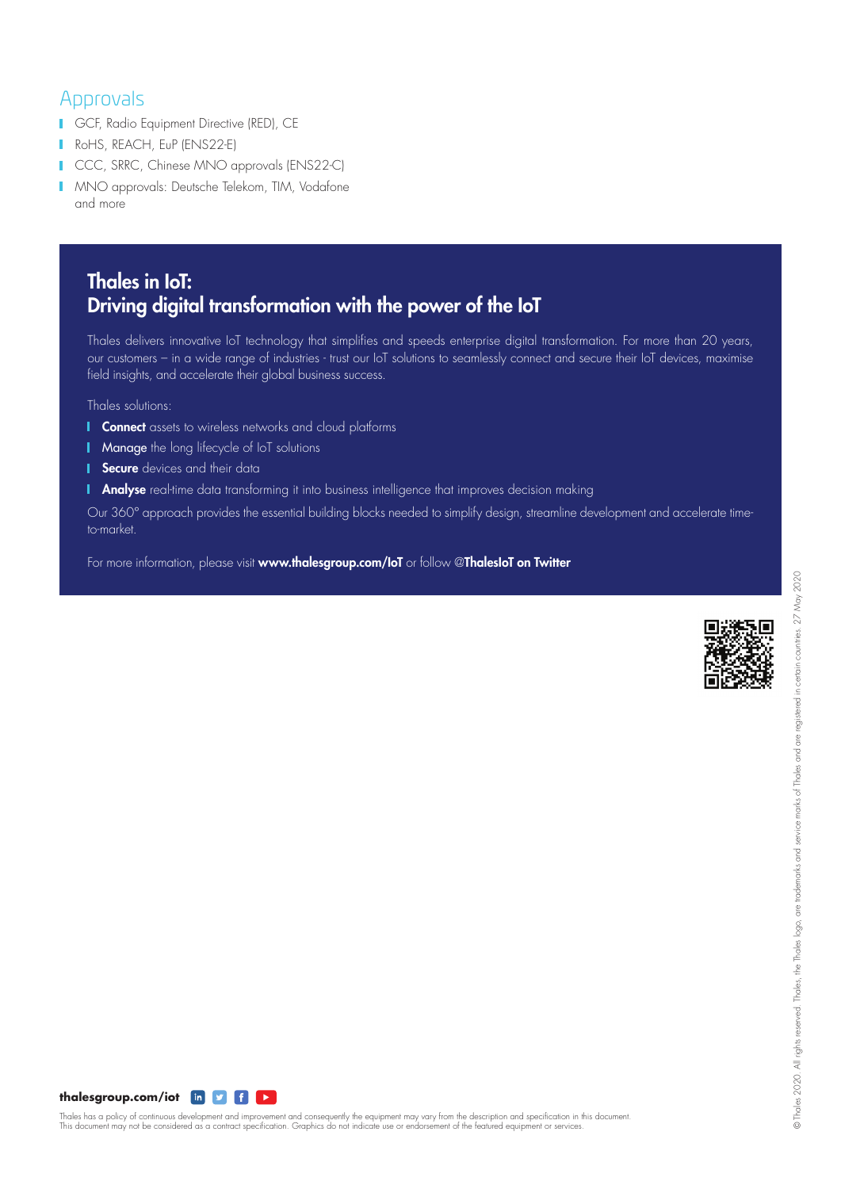## Approvals

- GCF, Radio Equipment Directive (RED), CE
- RoHS, REACH, EuP (ENS22-E)
- CCC, SRRC, Chinese MNO approvals (ENS22-C)
- MNO approvals: Deutsche Telekom, TIM, Vodafone and more

## Thales in IoT: Driving digital transformation with the power of the IoT

Thales delivers innovative IoT technology that simplifies and speeds enterprise digital transformation. For more than 20 years, our customers – in a wide range of industries - trust our IoT solutions to seamlessly connect and secure their IoT devices, maximise field insights, and accelerate their global business success.

Thales solutions:

- **Connect** assets to wireless networks and cloud platforms
- **Manage** the long lifecycle of IoT solutions
- **Secure** devices and their data
- **Analyse** real-time data transforming it into business intelligence that improves decision making

Our 360° approach provides the essential building blocks needed to simplify design, streamline development and accelerate time-to-market.

For more information, please visit **www.thalesgroup.com/IoT** or follow @**ThalesIoT on Twitter**

**thalesgroup.com/iot**

Thales has a policy of continuous development and improvement and consequently the equipment may vary from the description and specification in this document. This document may not be considered as a contract specification. Graphics do not indicate use or endorsement of the featured equipment or services.

© Thales 2020. All rights reserved. Thales, the Thales logo, are trademarks and service marks of Thales and are registered in certain countries. 27 May 2020